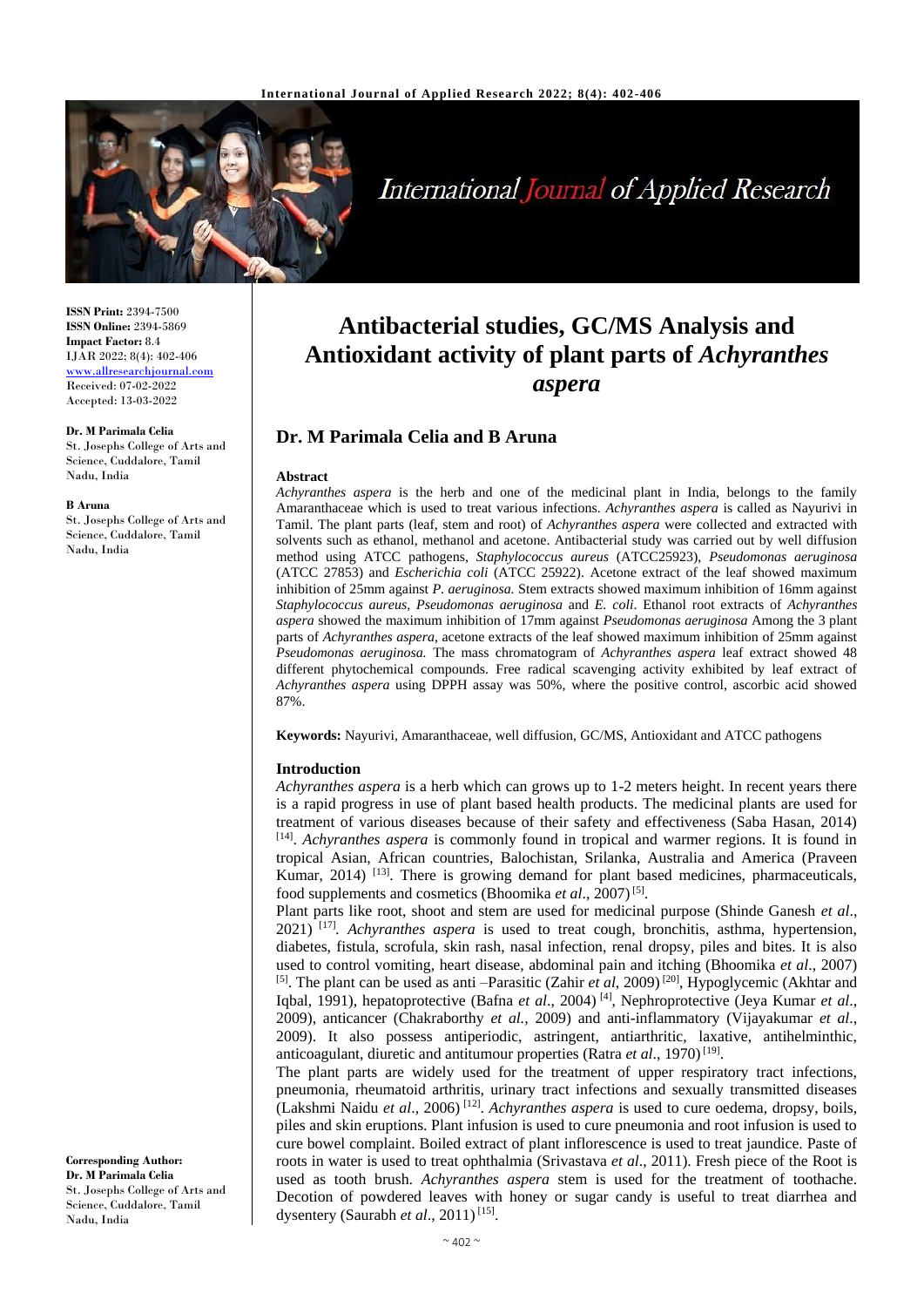**ISSN Print:** 2394-7500
**ISSN Online:** 2394-5869
**Impact Factor:** 8.4
IJAR 2022; 8(4): 402-406
www.allresearchjournal.com
Received: 07-02-2022
Accepted: 13-03-2022

**Dr. M Parimala Celia**
St. Josephs College of Arts and Science, Cuddalore, Tamil Nadu, India

**B Aruna**
St. Josephs College of Arts and Science, Cuddalore, Tamil Nadu, India

**Corresponding Author:**
**Dr. M Parimala Celia**
St. Josephs College of Arts and Science, Cuddalore, Tamil Nadu, India

# Antibacterial studies, GC/MS Analysis and Antioxidant activity of plant parts of *Achyranthes aspera*

## Dr. M Parimala Celia and B Aruna

**Abstract**

*Achyranthes aspera* is the herb and one of the medicinal plant in India, belongs to the family Amaranthaceae which is used to treat various infections. *Achyranthes aspera* is called as Nayurivi in Tamil. The plant parts (leaf, stem and root) of *Achyranthes aspera* were collected and extracted with solvents such as ethanol, methanol and acetone. Antibacterial study was carried out by well diffusion method using ATCC pathogens, *Staphylococcus aureus* (ATCC25923), *Pseudomonas aeruginosa* (ATCC 27853) and *Escherichia coli* (ATCC 25922). Acetone extract of the leaf showed maximum inhibition of 25mm against *P. aeruginosa.* Stem extracts showed maximum inhibition of 16mm against *Staphylococcus aureus, Pseudomonas aeruginosa* and *E. coli*. Ethanol root extracts of *Achyranthes aspera* showed the maximum inhibition of 17mm against *Pseudomonas aeruginosa* Among the 3 plant parts of *Achyranthes aspera*, acetone extracts of the leaf showed maximum inhibition of 25mm against *Pseudomonas aeruginosa.* The mass chromatogram of *Achyranthes aspera* leaf extract showed 48 different phytochemical compounds. Free radical scavenging activity exhibited by leaf extract of *Achyranthes aspera* using DPPH assay was 50%, where the positive control, ascorbic acid showed 87%.

**Keywords:** Nayurivi, Amaranthaceae, well diffusion, GC/MS, Antioxidant and ATCC pathogens

### Introduction

*Achyranthes aspera* is a herb which can grows up to 1-2 meters height. In recent years there is a rapid progress in use of plant based health products. The medicinal plants are used for treatment of various diseases because of their safety and effectiveness (Saba Hasan, 2014) [14]. *Achyranthes aspera* is commonly found in tropical and warmer regions. It is found in tropical Asian, African countries, Balochistan, Srilanka, Australia and America (Praveen Kumar, 2014) [13]. There is growing demand for plant based medicines, pharmaceuticals, food supplements and cosmetics (Bhoomika *et al*., 2007) [5].

Plant parts like root, shoot and stem are used for medicinal purpose (Shinde Ganesh *et al*., 2021) [17]. *Achyranthes aspera* is used to treat cough, bronchitis, asthma, hypertension, diabetes, fistula, scrofula, skin rash, nasal infection, renal dropsy, piles and bites. It is also used to control vomiting, heart disease, abdominal pain and itching (Bhoomika *et al*., 2007) [5]. The plant can be used as anti –Parasitic (Zahir *et al*, 2009) [20], Hypoglycemic (Akhtar and Iqbal, 1991), hepatoprotective (Bafna *et al*., 2004) [4], Nephroprotective (Jeya Kumar *et al*., 2009), anticancer (Chakraborthy *et al.,* 2009) and anti-inflammatory (Vijayakumar *et al*., 2009). It also possess antiperiodic, astringent, antiarthritic, laxative, antihelminthic, anticoagulant, diuretic and antitumour properties (Ratra *et al*., 1970) [19].

The plant parts are widely used for the treatment of upper respiratory tract infections, pneumonia, rheumatoid arthritis, urinary tract infections and sexually transmitted diseases (Lakshmi Naidu *et al*., 2006) [12]. *Achyranthes aspera* is used to cure oedema, dropsy, boils, piles and skin eruptions. Plant infusion is used to cure pneumonia and root infusion is used to cure bowel complaint. Boiled extract of plant inflorescence is used to treat jaundice. Paste of roots in water is used to treat ophthalmia (Srivastava *et al*., 2011). Fresh piece of the Root is used as tooth brush. *Achyranthes aspera* stem is used for the treatment of toothache. Decotion of powdered leaves with honey or sugar candy is useful to treat diarrhea and dysentery (Saurabh *et al*., 2011) [15].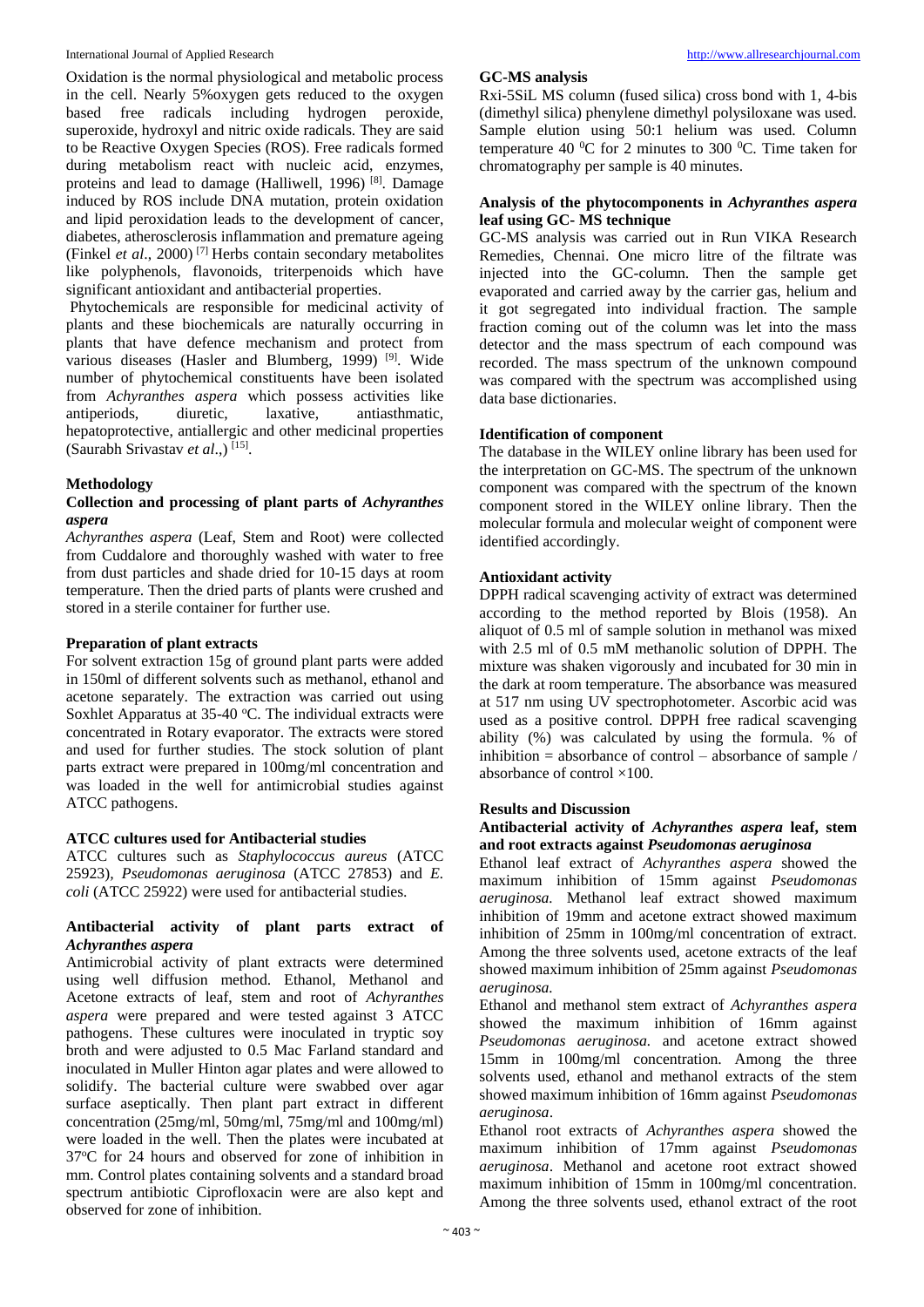Oxidation is the normal physiological and metabolic process in the cell. Nearly 5%oxygen gets reduced to the oxygen based free radicals including hydrogen peroxide, superoxide, hydroxyl and nitric oxide radicals. They are said to be Reactive Oxygen Species (ROS). Free radicals formed during metabolism react with nucleic acid, enzymes, proteins and lead to damage (Halliwell, 1996) [8]. Damage induced by ROS include DNA mutation, protein oxidation and lipid peroxidation leads to the development of cancer, diabetes, atherosclerosis inflammation and premature ageing (Finkel *et al*., 2000) [7] Herbs contain secondary metabolites like polyphenols, flavonoids, triterpenoids which have significant antioxidant and antibacterial properties.

Phytochemicals are responsible for medicinal activity of plants and these biochemicals are naturally occurring in plants that have defence mechanism and protect from various diseases (Hasler and Blumberg, 1999) [9]. Wide number of phytochemical constituents have been isolated from *Achyranthes aspera* which possess activities like antiperiods, diuretic, laxative, antiasthmatic, hepatoprotective, antiallergic and other medicinal properties (Saurabh Srivastav *et al*.,) [15].

## Methodology

### Collection and processing of plant parts of *Achyranthes aspera*

*Achyranthes aspera* (Leaf, Stem and Root) were collected from Cuddalore and thoroughly washed with water to free from dust particles and shade dried for 10-15 days at room temperature. Then the dried parts of plants were crushed and stored in a sterile container for further use.

### Preparation of plant extracts

For solvent extraction 15g of ground plant parts were added in 150ml of different solvents such as methanol, ethanol and acetone separately. The extraction was carried out using Soxhlet Apparatus at 35-40 °C. The individual extracts were concentrated in Rotary evaporator. The extracts were stored and used for further studies. The stock solution of plant parts extract were prepared in 100mg/ml concentration and was loaded in the well for antimicrobial studies against ATCC pathogens.

### ATCC cultures used for Antibacterial studies

ATCC cultures such as *Staphylococcus aureus* (ATCC 25923), *Pseudomonas aeruginosa* (ATCC 27853) and *E. coli* (ATCC 25922) were used for antibacterial studies.

### Antibacterial activity of plant parts extract of *Achyranthes aspera*

Antimicrobial activity of plant extracts were determined using well diffusion method. Ethanol, Methanol and Acetone extracts of leaf, stem and root of *Achyranthes aspera* were prepared and were tested against 3 ATCC pathogens. These cultures were inoculated in tryptic soy broth and were adjusted to 0.5 Mac Farland standard and inoculated in Muller Hinton agar plates and were allowed to solidify. The bacterial culture were swabbed over agar surface aseptically. Then plant part extract in different concentration (25mg/ml, 50mg/ml, 75mg/ml and 100mg/ml) were loaded in the well. Then the plates were incubated at 37°C for 24 hours and observed for zone of inhibition in mm. Control plates containing solvents and a standard broad spectrum antibiotic Ciprofloxacin were are also kept and observed for zone of inhibition.

### GC-MS analysis

Rxi-5SiL MS column (fused silica) cross bond with 1, 4-bis (dimethyl silica) phenylene dimethyl polysiloxane was used. Sample elution using 50:1 helium was used. Column temperature 40 °C for 2 minutes to 300 °C. Time taken for chromatography per sample is 40 minutes.

### Analysis of the phytocomponents in *Achyranthes aspera* leaf using GC- MS technique

GC-MS analysis was carried out in Run VIKA Research Remedies, Chennai. One micro litre of the filtrate was injected into the GC-column. Then the sample get evaporated and carried away by the carrier gas, helium and it got segregated into individual fraction. The sample fraction coming out of the column was let into the mass detector and the mass spectrum of each compound was recorded. The mass spectrum of the unknown compound was compared with the spectrum was accomplished using data base dictionaries.

### Identification of component

The database in the WILEY online library has been used for the interpretation on GC-MS. The spectrum of the unknown component was compared with the spectrum of the known component stored in the WILEY online library. Then the molecular formula and molecular weight of component were identified accordingly.

### Antioxidant activity

DPPH radical scavenging activity of extract was determined according to the method reported by Blois (1958). An aliquot of 0.5 ml of sample solution in methanol was mixed with 2.5 ml of 0.5 mM methanolic solution of DPPH. The mixture was shaken vigorously and incubated for 30 min in the dark at room temperature. The absorbance was measured at 517 nm using UV spectrophotometer. Ascorbic acid was used as a positive control. DPPH free radical scavenging ability (%) was calculated by using the formula. % of inhibition = absorbance of control – absorbance of sample / absorbance of control ×100.

## Results and Discussion

### Antibacterial activity of *Achyranthes aspera* leaf, stem and root extracts against *Pseudomonas aeruginosa*

Ethanol leaf extract of *Achyranthes aspera* showed the maximum inhibition of 15mm against *Pseudomonas aeruginosa.* Methanol leaf extract showed maximum inhibition of 19mm and acetone extract showed maximum inhibition of 25mm in 100mg/ml concentration of extract. Among the three solvents used, acetone extracts of the leaf showed maximum inhibition of 25mm against *Pseudomonas aeruginosa.*

Ethanol and methanol stem extract of *Achyranthes aspera* showed the maximum inhibition of 16mm against *Pseudomonas aeruginosa.* and acetone extract showed 15mm in 100mg/ml concentration. Among the three solvents used, ethanol and methanol extracts of the stem showed maximum inhibition of 16mm against *Pseudomonas aeruginosa*.

Ethanol root extracts of *Achyranthes aspera* showed the maximum inhibition of 17mm against *Pseudomonas aeruginosa*. Methanol and acetone root extract showed maximum inhibition of 15mm in 100mg/ml concentration. Among the three solvents used, ethanol extract of the root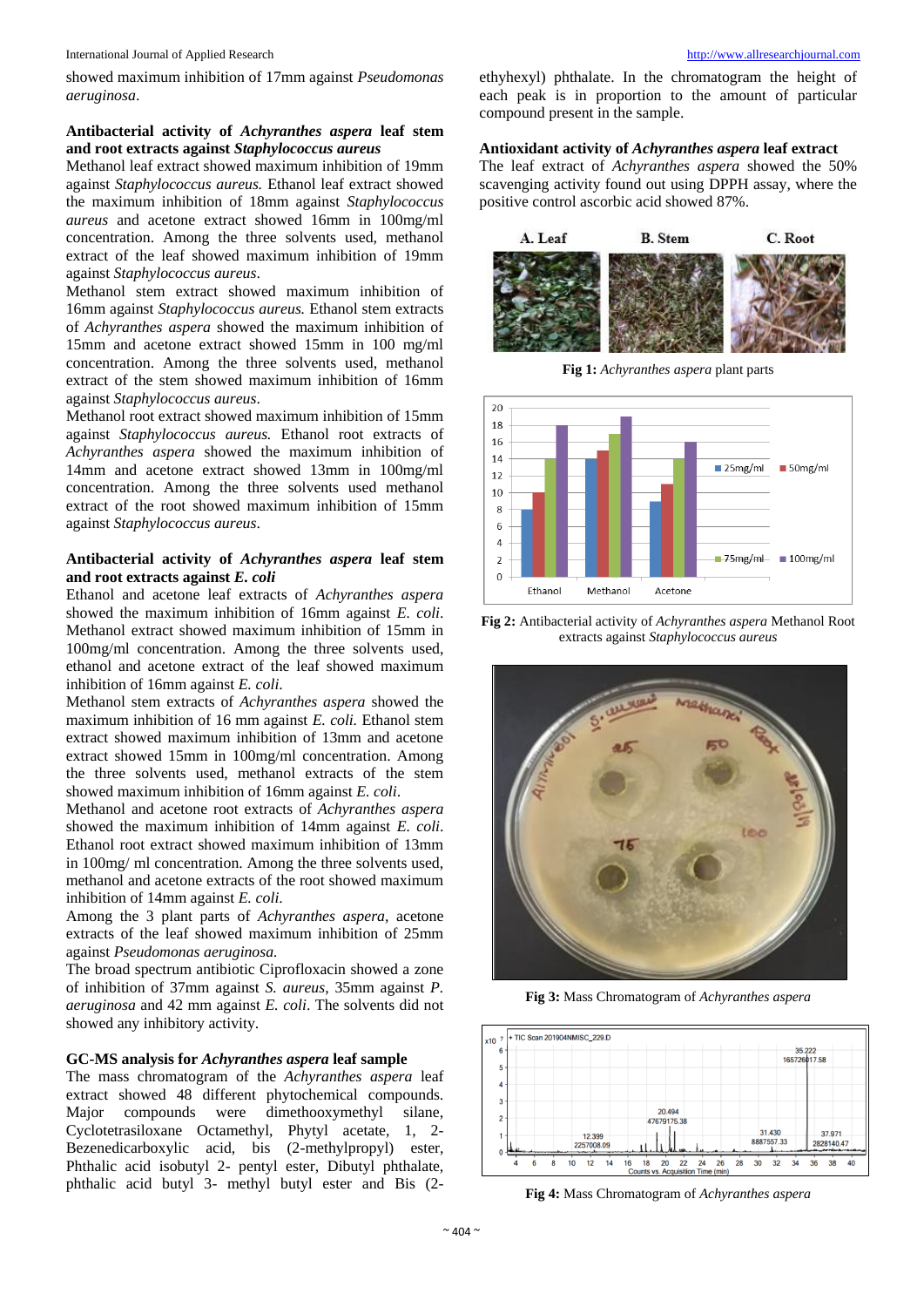showed maximum inhibition of 17mm against *Pseudomonas aeruginosa*.

**Antibacterial activity of *Achyranthes aspera* leaf stem and root extracts against *Staphylococcus aureus***

Methanol leaf extract showed maximum inhibition of 19mm against *Staphylococcus aureus.* Ethanol leaf extract showed the maximum inhibition of 18mm against *Staphylococcus aureus* and acetone extract showed 16mm in 100mg/ml concentration. Among the three solvents used, methanol extract of the leaf showed maximum inhibition of 19mm against *Staphylococcus aureus*.

Methanol stem extract showed maximum inhibition of 16mm against *Staphylococcus aureus.* Ethanol stem extracts of *Achyranthes aspera* showed the maximum inhibition of 15mm and acetone extract showed 15mm in 100 mg/ml concentration. Among the three solvents used, methanol extract of the stem showed maximum inhibition of 16mm against *Staphylococcus aureus*.

Methanol root extract showed maximum inhibition of 15mm against *Staphylococcus aureus.* Ethanol root extracts of *Achyranthes aspera* showed the maximum inhibition of 14mm and acetone extract showed 13mm in 100mg/ml concentration. Among the three solvents used methanol extract of the root showed maximum inhibition of 15mm against *Staphylococcus aureus*.

**Antibacterial activity of *Achyranthes aspera* leaf stem and root extracts against *E. coli***

Ethanol and acetone leaf extracts of *Achyranthes aspera* showed the maximum inhibition of 16mm against *E. coli*. Methanol extract showed maximum inhibition of 15mm in 100mg/ml concentration. Among the three solvents used, ethanol and acetone extract of the leaf showed maximum inhibition of 16mm against *E. coli.*

Methanol stem extracts of *Achyranthes aspera* showed the maximum inhibition of 16 mm against *E. coli.* Ethanol stem extract showed maximum inhibition of 13mm and acetone extract showed 15mm in 100mg/ml concentration. Among the three solvents used, methanol extracts of the stem showed maximum inhibition of 16mm against *E. coli*.

Methanol and acetone root extracts of *Achyranthes aspera* showed the maximum inhibition of 14mm against *E. coli*. Ethanol root extract showed maximum inhibition of 13mm in 100mg/ ml concentration. Among the three solvents used, methanol and acetone extracts of the root showed maximum inhibition of 14mm against *E. coli*.

Among the 3 plant parts of *Achyranthes aspera*, acetone extracts of the leaf showed maximum inhibition of 25mm against *Pseudomonas aeruginosa.*

The broad spectrum antibiotic Ciprofloxacin showed a zone of inhibition of 37mm against *S. aureus*, 35mm against *P. aeruginosa* and 42 mm against *E. coli*. The solvents did not showed any inhibitory activity.

**GC-MS analysis for *Achyranthes aspera* leaf sample**

The mass chromatogram of the *Achyranthes aspera* leaf extract showed 48 different phytochemical compounds. Major compounds were dimethooxymethyl silane, Cyclotetrasiloxane Octamethyl, Phytyl acetate, 1, 2-Bezenedicarboxylic acid, bis (2-methylpropyl) ester, Phthalic acid isobutyl 2- pentyl ester, Dibutyl phthalate, phthalic acid butyl 3- methyl butyl ester and Bis (2-ethyhexyl) phthalate. In the chromatogram the height of each peak is in proportion to the amount of particular compound present in the sample.

**Antioxidant activity of *Achyranthes aspera* leaf extract**

The leaf extract of *Achyranthes aspera* showed the 50% scavenging activity found out using DPPH assay, where the positive control ascorbic acid showed 87%.

**Fig 1:** *Achyranthes aspera* plant parts

**Fig 2:** Antibacterial activity of *Achyranthes aspera* Methanol Root extracts against *Staphylococcus aureus*

**Fig 3:** Mass Chromatogram of *Achyranthes aspera*

**Fig 4:** Mass Chromatogram of *Achyranthes aspera*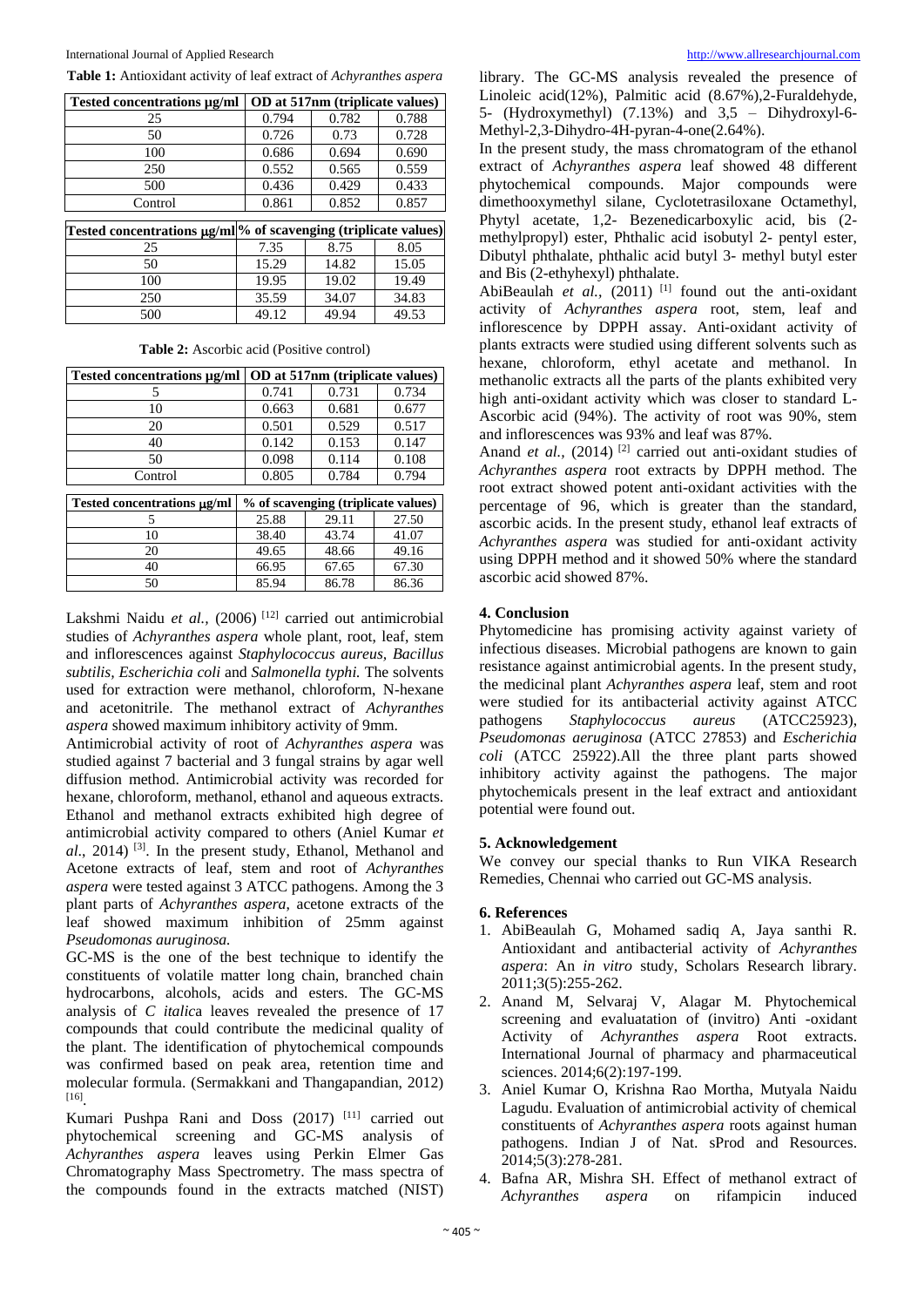**Table 1:** Antioxidant activity of leaf extract of *Achyranthes aspera*

| Tested concentrations µg/ml | OD at 517nm (triplicate values) | | |
|---|---|---|---|
| 25 | 0.794 | 0.782 | 0.788 |
| 50 | 0.726 | 0.73 | 0.728 |
| 100 | 0.686 | 0.694 | 0.690 |
| 250 | 0.552 | 0.565 | 0.559 |
| 500 | 0.436 | 0.429 | 0.433 |
| Control | 0.861 | 0.852 | 0.857 |

| Tested concentrations µg/ml | % of scavenging (triplicate values) | | |
|---|---|---|---|
| 25 | 7.35 | 8.75 | 8.05 |
| 50 | 15.29 | 14.82 | 15.05 |
| 100 | 19.95 | 19.02 | 19.49 |
| 250 | 35.59 | 34.07 | 34.83 |
| 500 | 49.12 | 49.94 | 49.53 |

**Table 2:** Ascorbic acid (Positive control)

| Tested concentrations µg/ml | OD at 517nm (triplicate values) | | |
|---|---|---|---|
| 5 | 0.741 | 0.731 | 0.734 |
| 10 | 0.663 | 0.681 | 0.677 |
| 20 | 0.501 | 0.529 | 0.517 |
| 40 | 0.142 | 0.153 | 0.147 |
| 50 | 0.098 | 0.114 | 0.108 |
| Control | 0.805 | 0.784 | 0.794 |

| Tested concentrations µg/ml | % of scavenging (triplicate values) | | |
|---|---|---|---|
| 5 | 25.88 | 29.11 | 27.50 |
| 10 | 38.40 | 43.74 | 41.07 |
| 20 | 49.65 | 48.66 | 49.16 |
| 40 | 66.95 | 67.65 | 67.30 |
| 50 | 85.94 | 86.78 | 86.36 |

Lakshmi Naidu *et al.*, (2006) [12] carried out antimicrobial studies of *Achyranthes aspera* whole plant, root, leaf, stem and inflorescences against *Staphylococcus aureus, Bacillus subtilis, Escherichia coli* and *Salmonella typhi.* The solvents used for extraction were methanol, chloroform, N-hexane and acetonitrile. The methanol extract of *Achyranthes aspera* showed maximum inhibitory activity of 9mm.

Antimicrobial activity of root of *Achyranthes aspera* was studied against 7 bacterial and 3 fungal strains by agar well diffusion method. Antimicrobial activity was recorded for hexane, chloroform, methanol, ethanol and aqueous extracts. Ethanol and methanol extracts exhibited high degree of antimicrobial activity compared to others (Aniel Kumar *et al.*, 2014) [3]. In the present study, Ethanol, Methanol and Acetone extracts of leaf, stem and root of *Achyranthes aspera* were tested against 3 ATCC pathogens. Among the 3 plant parts of *Achyranthes aspera*, acetone extracts of the leaf showed maximum inhibition of 25mm against *Pseudomonas auruginosa.*

GC-MS is the one of the best technique to identify the constituents of volatile matter long chain, branched chain hydrocarbons, alcohols, acids and esters. The GC-MS analysis of *C italic*a leaves revealed the presence of 17 compounds that could contribute the medicinal quality of the plant. The identification of phytochemical compounds was confirmed based on peak area, retention time and molecular formula. (Sermakkani and Thangapandian, 2012) [16].

Kumari Pushpa Rani and Doss (2017) [11] carried out phytochemical screening and GC-MS analysis of *Achyranthes aspera* leaves using Perkin Elmer Gas Chromatography Mass Spectrometry. The mass spectra of the compounds found in the extracts matched (NIST) library. The GC-MS analysis revealed the presence of Linoleic acid(12%), Palmitic acid (8.67%),2-Furaldehyde, 5- (Hydroxymethyl) (7.13%) and 3,5 – Dihydroxyl-6-Methyl-2,3-Dihydro-4H-pyran-4-one(2.64%).

In the present study, the mass chromatogram of the ethanol extract of *Achyranthes aspera* leaf showed 48 different phytochemical compounds. Major compounds were dimethooxymethyl silane, Cyclotetrasiloxane Octamethyl, Phytyl acetate, 1,2- Bezenedicarboxylic acid, bis (2-methylpropyl) ester, Phthalic acid isobutyl 2- pentyl ester, Dibutyl phthalate, phthalic acid butyl 3- methyl butyl ester and Bis (2-ethyhexyl) phthalate.

AbiBeaulah *et al.*, (2011) [1] found out the anti-oxidant activity of *Achyranthes aspera* root, stem, leaf and inflorescence by DPPH assay. Anti-oxidant activity of plants extracts were studied using different solvents such as hexane, chloroform, ethyl acetate and methanol. In methanolic extracts all the parts of the plants exhibited very high anti-oxidant activity which was closer to standard L-Ascorbic acid (94%). The activity of root was 90%, stem and inflorescences was 93% and leaf was 87%.

Anand *et al.*, (2014) [2] carried out anti-oxidant studies of *Achyranthes aspera* root extracts by DPPH method. The root extract showed potent anti-oxidant activities with the percentage of 96, which is greater than the standard, ascorbic acids. In the present study, ethanol leaf extracts of *Achyranthes aspera* was studied for anti-oxidant activity using DPPH method and it showed 50% where the standard ascorbic acid showed 87%.

## 4. Conclusion

Phytomedicine has promising activity against variety of infectious diseases. Microbial pathogens are known to gain resistance against antimicrobial agents. In the present study, the medicinal plant *Achyranthes aspera* leaf, stem and root were studied for its antibacterial activity against ATCC pathogens *Staphylococcus aureus* (ATCC25923), *Pseudomonas aeruginosa* (ATCC 27853) and *Escherichia coli* (ATCC 25922).All the three plant parts showed inhibitory activity against the pathogens. The major phytochemicals present in the leaf extract and antioxidant potential were found out.

## 5. Acknowledgement

We convey our special thanks to Run VIKA Research Remedies, Chennai who carried out GC-MS analysis.

## 6. References

1. AbiBeaulah G, Mohamed sadiq A, Jaya santhi R. Antioxidant and antibacterial activity of *Achyranthes aspera*: An *in vitro* study, Scholars Research library. 2011;3(5):255-262.
2. Anand M, Selvaraj V, Alagar M. Phytochemical screening and evaluatation of (invitro) Anti -oxidant Activity of *Achyranthes aspera* Root extracts. International Journal of pharmacy and pharmaceutical sciences. 2014;6(2):197-199.
3. Aniel Kumar O, Krishna Rao Mortha, Mutyala Naidu Lagudu. Evaluation of antimicrobial activity of chemical constituents of *Achyranthes aspera* roots against human pathogens. Indian J of Nat. sProd and Resources. 2014;5(3):278-281.
4. Bafna AR, Mishra SH. Effect of methanol extract of *Achyranthes aspera* on rifampicin induced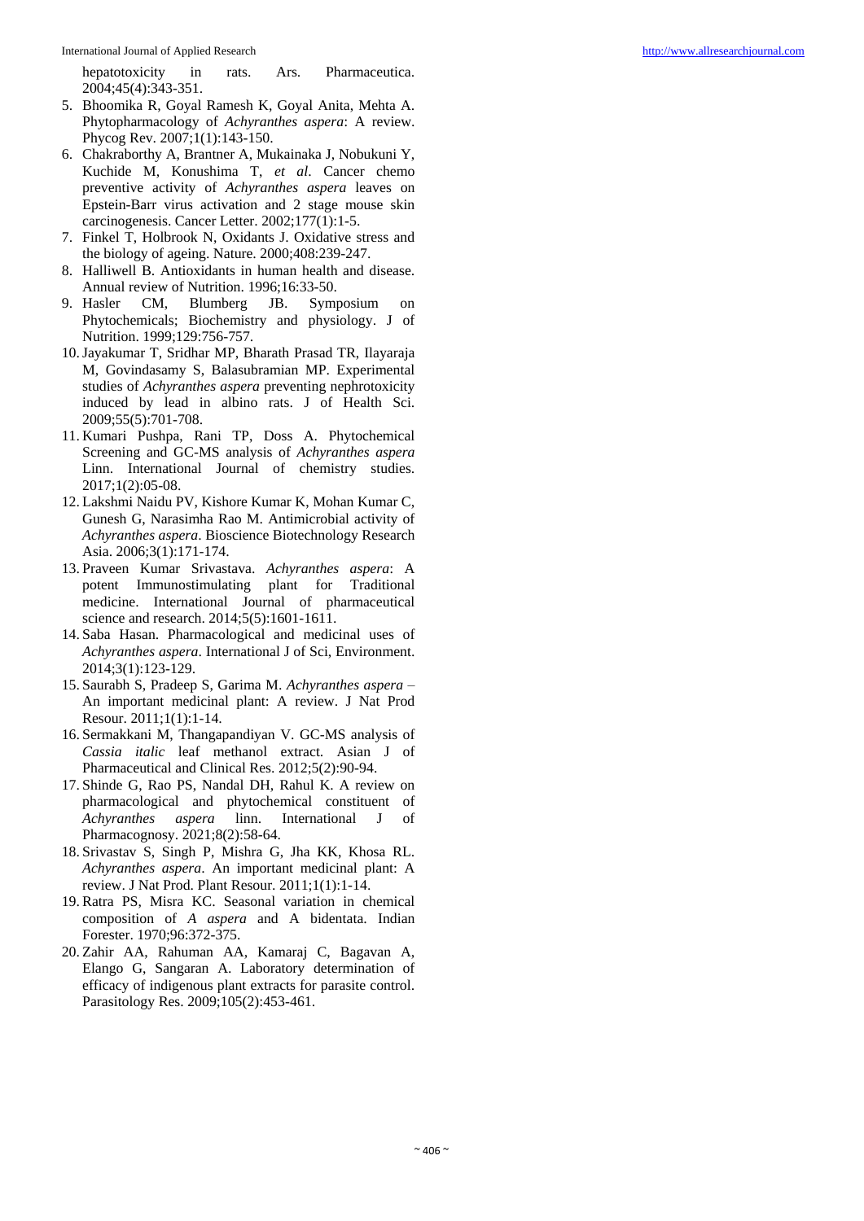hepatotoxicity in rats. Ars. Pharmaceutica. 2004;45(4):343-351.

5. Bhoomika R, Goyal Ramesh K, Goyal Anita, Mehta A. Phytopharmacology of *Achyranthes aspera*: A review. Phycog Rev. 2007;1(1):143-150.
6. Chakraborthy A, Brantner A, Mukainaka J, Nobukuni Y, Kuchide M, Konushima T, *et al*. Cancer chemo preventive activity of *Achyranthes aspera* leaves on Epstein-Barr virus activation and 2 stage mouse skin carcinogenesis. Cancer Letter. 2002;177(1):1-5.
7. Finkel T, Holbrook N, Oxidants J. Oxidative stress and the biology of ageing. Nature. 2000;408:239-247.
8. Halliwell B. Antioxidants in human health and disease. Annual review of Nutrition. 1996;16:33-50.
9. Hasler CM, Blumberg JB. Symposium on Phytochemicals; Biochemistry and physiology. J of Nutrition. 1999;129:756-757.
10. Jayakumar T, Sridhar MP, Bharath Prasad TR, Ilayaraja M, Govindasamy S, Balasubramian MP. Experimental studies of *Achyranthes aspera* preventing nephrotoxicity induced by lead in albino rats. J of Health Sci. 2009;55(5):701-708.
11. Kumari Pushpa, Rani TP, Doss A. Phytochemical Screening and GC-MS analysis of *Achyranthes aspera* Linn. International Journal of chemistry studies. 2017;1(2):05-08.
12. Lakshmi Naidu PV, Kishore Kumar K, Mohan Kumar C, Gunesh G, Narasimha Rao M. Antimicrobial activity of *Achyranthes aspera*. Bioscience Biotechnology Research Asia. 2006;3(1):171-174.
13. Praveen Kumar Srivastava. *Achyranthes aspera*: A potent Immunostimulating plant for Traditional medicine. International Journal of pharmaceutical science and research. 2014;5(5):1601-1611.
14. Saba Hasan. Pharmacological and medicinal uses of *Achyranthes aspera*. International J of Sci, Environment. 2014;3(1):123-129.
15. Saurabh S, Pradeep S, Garima M. *Achyranthes aspera* – An important medicinal plant: A review. J Nat Prod Resour. 2011;1(1):1-14.
16. Sermakkani M, Thangapandiyan V. GC-MS analysis of *Cassia italic* leaf methanol extract. Asian J of Pharmaceutical and Clinical Res. 2012;5(2):90-94.
17. Shinde G, Rao PS, Nandal DH, Rahul K. A review on pharmacological and phytochemical constituent of *Achyranthes aspera* linn. International J of Pharmacognosy. 2021;8(2):58-64.
18. Srivastav S, Singh P, Mishra G, Jha KK, Khosa RL. *Achyranthes aspera*. An important medicinal plant: A review. J Nat Prod. Plant Resour. 2011;1(1):1-14.
19. Ratra PS, Misra KC. Seasonal variation in chemical composition of *A aspera* and A bidentata. Indian Forester. 1970;96:372-375.
20. Zahir AA, Rahuman AA, Kamaraj C, Bagavan A, Elango G, Sangaran A. Laboratory determination of efficacy of indigenous plant extracts for parasite control. Parasitology Res. 2009;105(2):453-461.